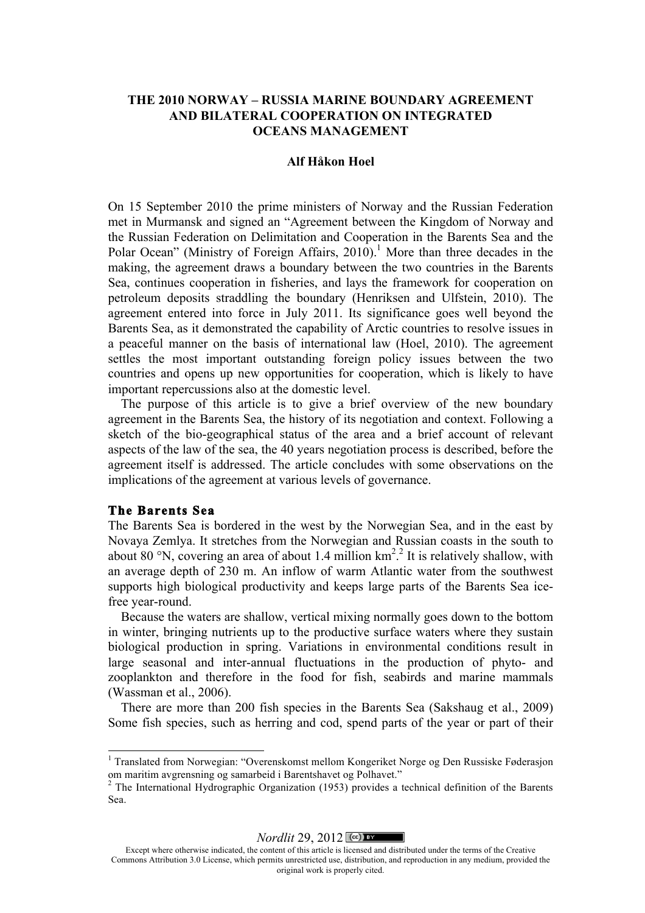# THE 2010 NORWAY – RUSSIA MARINE BOUNDARY AGREEMENT AND BILATERAL COOPERATION ON INTEGRATED OCEANS MANAGEMENT

**Alf Håkon Hoel**

On 15 September 2010 the prime ministers of Norway and the Russian Federation met in Murmansk and signed an "Agreement between the Kingdom of Norway and the Russian Federation on Delimitation and Cooperation in the Barents Sea and the Polar Ocean" (Ministry of Foreign Affairs, 2010).[1] More than three decades in the making, the agreement draws a boundary between the two countries in the Barents Sea, continues cooperation in fisheries, and lays the framework for cooperation on petroleum deposits straddling the boundary (Henriksen and Ulfstein, 2010). The agreement entered into force in July 2011. Its significance goes well beyond the Barents Sea, as it demonstrated the capability of Arctic countries to resolve issues in a peaceful manner on the basis of international law (Hoel, 2010). The agreement settles the most important outstanding foreign policy issues between the two countries and opens up new opportunities for cooperation, which is likely to have important repercussions also at the domestic level.

The purpose of this article is to give a brief overview of the new boundary agreement in the Barents Sea, the history of its negotiation and context. Following a sketch of the bio-geographical status of the area and a brief account of relevant aspects of the law of the sea, the 40 years negotiation process is described, before the agreement itself is addressed. The article concludes with some observations on the implications of the agreement at various levels of governance.

## The Barents Sea

The Barents Sea is bordered in the west by the Norwegian Sea, and in the east by Novaya Zemlya. It stretches from the Norwegian and Russian coasts in the south to about 80 °N, covering an area of about 1.4 million km$^2$.[2] It is relatively shallow, with an average depth of 230 m. An inflow of warm Atlantic water from the southwest supports high biological productivity and keeps large parts of the Barents Sea ice-free year-round.

Because the waters are shallow, vertical mixing normally goes down to the bottom in winter, bringing nutrients up to the productive surface waters where they sustain biological production in spring. Variations in environmental conditions result in large seasonal and inter-annual fluctuations in the production of phyto- and zooplankton and therefore in the food for fish, seabirds and marine mammals (Wassman et al., 2006).

There are more than 200 fish species in the Barents Sea (Sakshaug et al., 2009) Some fish species, such as herring and cod, spend parts of the year or part of their

---

[1] Translated from Norwegian: "Overenskomst mellom Kongeriket Norge og Den Russiske Føderasjon om maritim avgrensning og samarbeid i Barentshavet og Polhavet."

[2] The International Hydrographic Organization (1953) provides a technical definition of the Barents Sea.

Except where otherwise indicated, the content of this article is licensed and distributed under the terms of the Creative Commons Attribution 3.0 License, which permits unrestricted use, distribution, and reproduction in any medium, provided the original work is properly cited.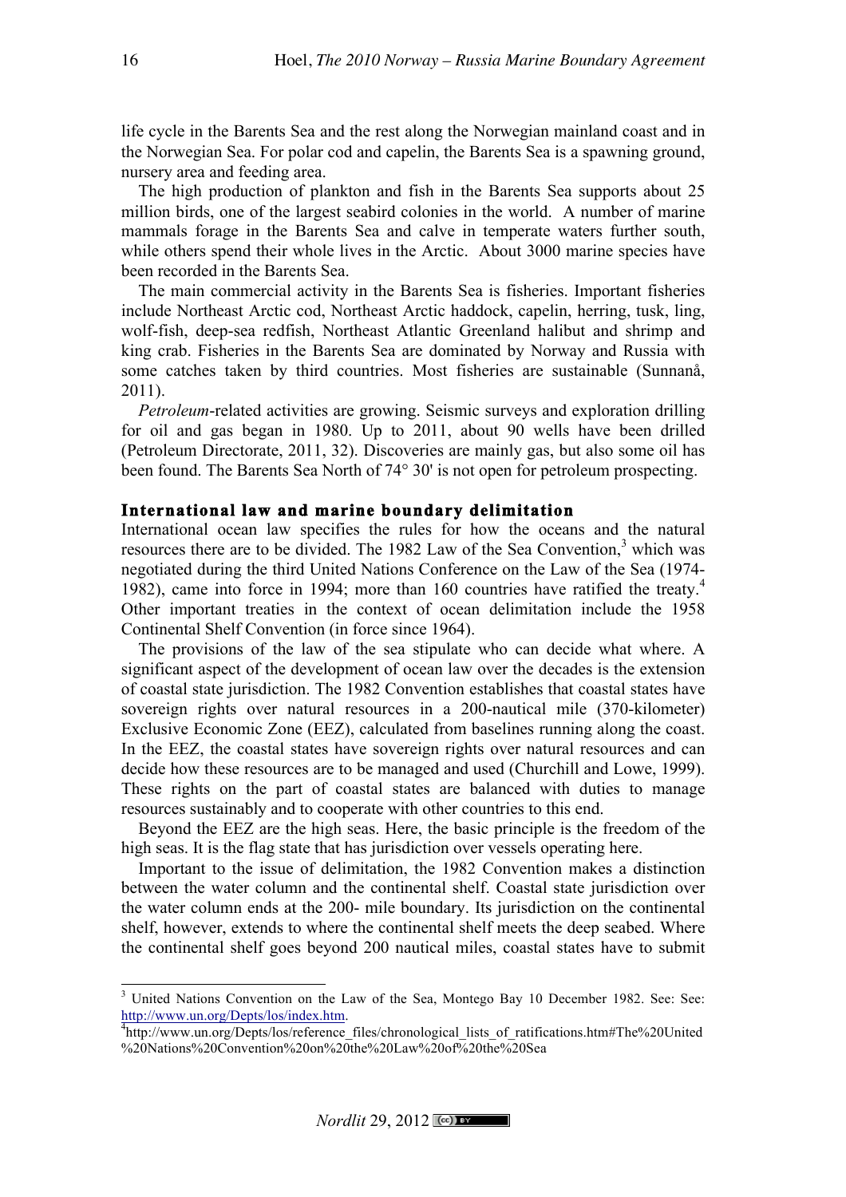life cycle in the Barents Sea and the rest along the Norwegian mainland coast and in the Norwegian Sea. For polar cod and capelin, the Barents Sea is a spawning ground, nursery area and feeding area.

The high production of plankton and fish in the Barents Sea supports about 25 million birds, one of the largest seabird colonies in the world. A number of marine mammals forage in the Barents Sea and calve in temperate waters further south, while others spend their whole lives in the Arctic. About 3000 marine species have been recorded in the Barents Sea.

The main commercial activity in the Barents Sea is fisheries. Important fisheries include Northeast Arctic cod, Northeast Arctic haddock, capelin, herring, tusk, ling, wolf-fish, deep-sea redfish, Northeast Atlantic Greenland halibut and shrimp and king crab. Fisheries in the Barents Sea are dominated by Norway and Russia with some catches taken by third countries. Most fisheries are sustainable (Sunnanå, 2011).

*Petroleum*-related activities are growing. Seismic surveys and exploration drilling for oil and gas began in 1980. Up to 2011, about 90 wells have been drilled (Petroleum Directorate, 2011, 32). Discoveries are mainly gas, but also some oil has been found. The Barents Sea North of 74° 30' is not open for petroleum prospecting.

## International law and marine boundary delimitation

International ocean law specifies the rules for how the oceans and the natural resources there are to be divided. The 1982 Law of the Sea Convention,[3] which was negotiated during the third United Nations Conference on the Law of the Sea (1974-1982), came into force in 1994; more than 160 countries have ratified the treaty.[4] Other important treaties in the context of ocean delimitation include the 1958 Continental Shelf Convention (in force since 1964).

The provisions of the law of the sea stipulate who can decide what where. A significant aspect of the development of ocean law over the decades is the extension of coastal state jurisdiction. The 1982 Convention establishes that coastal states have sovereign rights over natural resources in a 200-nautical mile (370-kilometer) Exclusive Economic Zone (EEZ), calculated from baselines running along the coast. In the EEZ, the coastal states have sovereign rights over natural resources and can decide how these resources are to be managed and used (Churchill and Lowe, 1999). These rights on the part of coastal states are balanced with duties to manage resources sustainably and to cooperate with other countries to this end.

Beyond the EEZ are the high seas. Here, the basic principle is the freedom of the high seas. It is the flag state that has jurisdiction over vessels operating here.

Important to the issue of delimitation, the 1982 Convention makes a distinction between the water column and the continental shelf. Coastal state jurisdiction over the water column ends at the 200- mile boundary. Its jurisdiction on the continental shelf, however, extends to where the continental shelf meets the deep seabed. Where the continental shelf goes beyond 200 nautical miles, coastal states have to submit

---

[3] United Nations Convention on the Law of the Sea, Montego Bay 10 December 1982. See: See: http://www.un.org/Depts/los/index.htm.

[4] http://www.un.org/Depts/los/reference_files/chronological_lists_of_ratifications.htm#The%20United%20Nations%20Convention%20on%20the%20Law%20of%20the%20Sea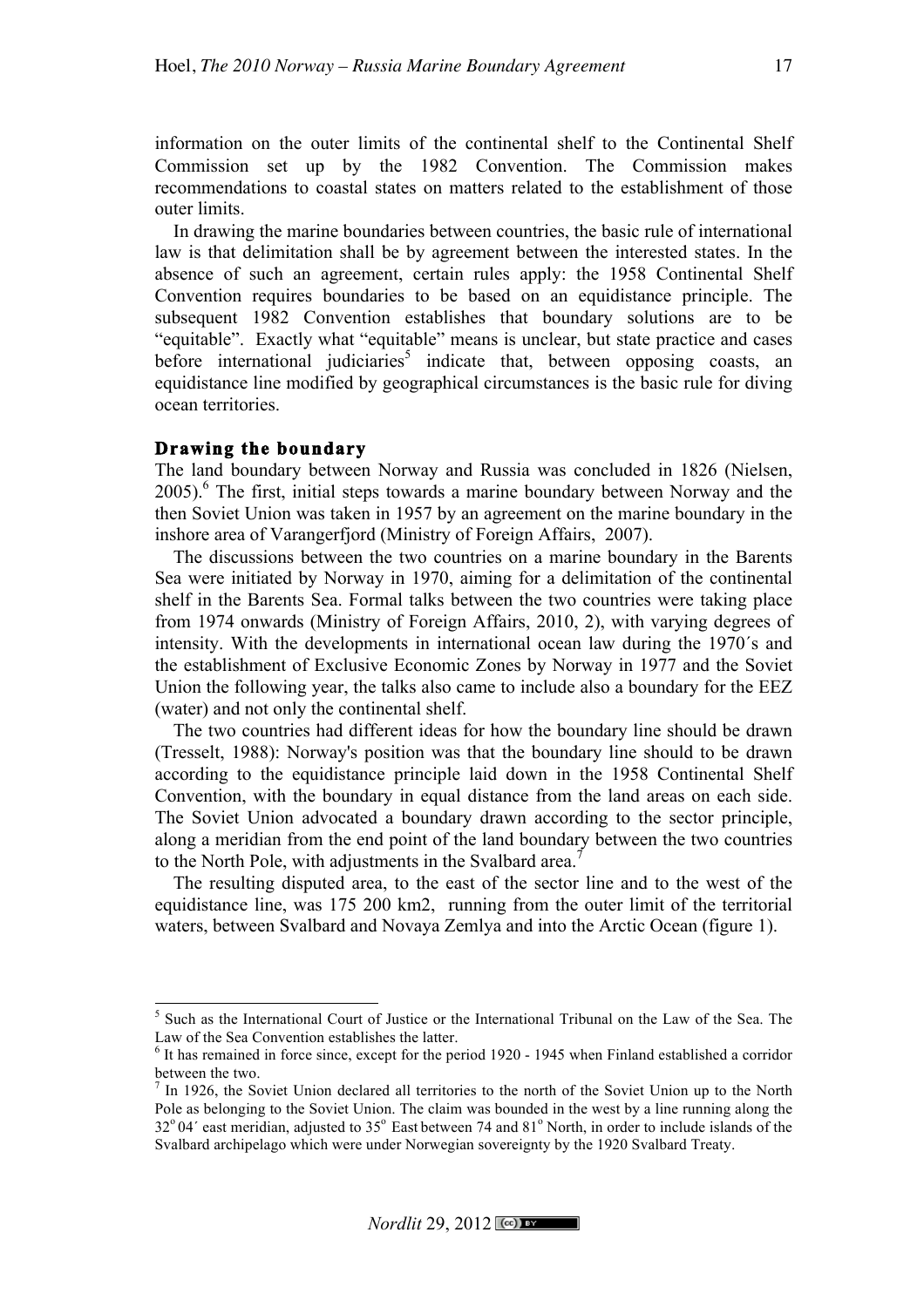information on the outer limits of the continental shelf to the Continental Shelf Commission set up by the 1982 Convention. The Commission makes recommendations to coastal states on matters related to the establishment of those outer limits.

In drawing the marine boundaries between countries, the basic rule of international law is that delimitation shall be by agreement between the interested states. In the absence of such an agreement, certain rules apply: the 1958 Continental Shelf Convention requires boundaries to be based on an equidistance principle. The subsequent 1982 Convention establishes that boundary solutions are to be "equitable". Exactly what "equitable" means is unclear, but state practice and cases before international judiciaries[5] indicate that, between opposing coasts, an equidistance line modified by geographical circumstances is the basic rule for diving ocean territories.

## Drawing the boundary

The land boundary between Norway and Russia was concluded in 1826 (Nielsen, 2005).[6] The first, initial steps towards a marine boundary between Norway and the then Soviet Union was taken in 1957 by an agreement on the marine boundary in the inshore area of Varangerfjord (Ministry of Foreign Affairs, 2007).

The discussions between the two countries on a marine boundary in the Barents Sea were initiated by Norway in 1970, aiming for a delimitation of the continental shelf in the Barents Sea. Formal talks between the two countries were taking place from 1974 onwards (Ministry of Foreign Affairs, 2010, 2), with varying degrees of intensity. With the developments in international ocean law during the 1970´s and the establishment of Exclusive Economic Zones by Norway in 1977 and the Soviet Union the following year, the talks also came to include also a boundary for the EEZ (water) and not only the continental shelf.

The two countries had different ideas for how the boundary line should be drawn (Tresselt, 1988): Norway's position was that the boundary line should to be drawn according to the equidistance principle laid down in the 1958 Continental Shelf Convention, with the boundary in equal distance from the land areas on each side. The Soviet Union advocated a boundary drawn according to the sector principle, along a meridian from the end point of the land boundary between the two countries to the North Pole, with adjustments in the Svalbard area.[7]

The resulting disputed area, to the east of the sector line and to the west of the equidistance line, was 175 200 km2, running from the outer limit of the territorial waters, between Svalbard and Novaya Zemlya and into the Arctic Ocean (figure 1).

---

[5] Such as the International Court of Justice or the International Tribunal on the Law of the Sea. The Law of the Sea Convention establishes the latter.

[6] It has remained in force since, except for the period 1920 - 1945 when Finland established a corridor between the two.

[7] In 1926, the Soviet Union declared all territories to the north of the Soviet Union up to the North Pole as belonging to the Soviet Union. The claim was bounded in the west by a line running along the 32° 04´ east meridian, adjusted to 35° East between 74 and 81° North, in order to include islands of the Svalbard archipelago which were under Norwegian sovereignty by the 1920 Svalbard Treaty.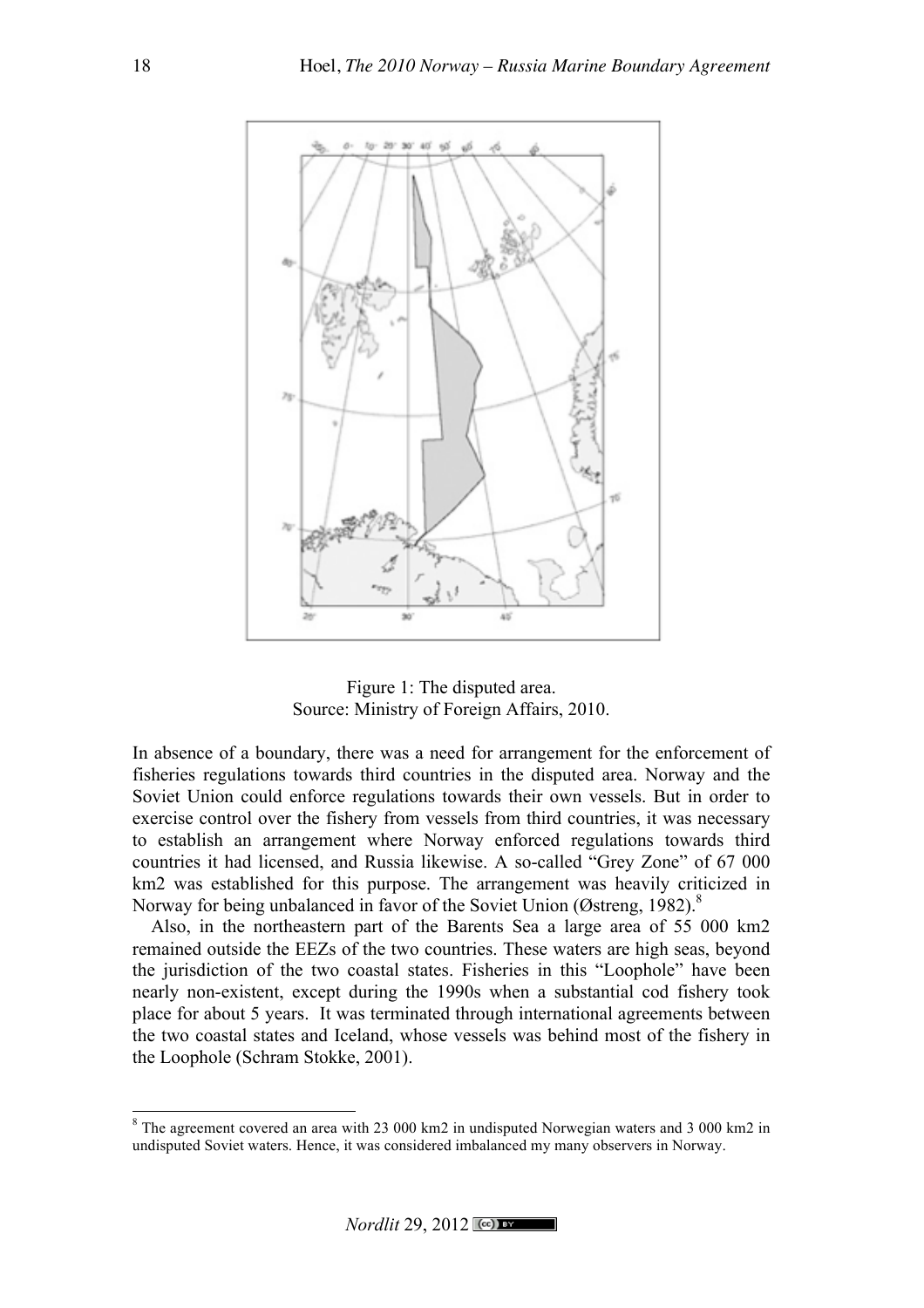Figure 1: The disputed area.
Source: Ministry of Foreign Affairs, 2010.

In absence of a boundary, there was a need for arrangement for the enforcement of fisheries regulations towards third countries in the disputed area. Norway and the Soviet Union could enforce regulations towards their own vessels. But in order to exercise control over the fishery from vessels from third countries, it was necessary to establish an arrangement where Norway enforced regulations towards third countries it had licensed, and Russia likewise. A so-called "Grey Zone" of 67 000 km2 was established for this purpose. The arrangement was heavily criticized in Norway for being unbalanced in favor of the Soviet Union (Østreng, 1982).[8]

Also, in the northeastern part of the Barents Sea a large area of 55 000 km2 remained outside the EEZs of the two countries. These waters are high seas, beyond the jurisdiction of the two coastal states. Fisheries in this "Loophole" have been nearly non-existent, except during the 1990s when a substantial cod fishery took place for about 5 years. It was terminated through international agreements between the two coastal states and Iceland, whose vessels was behind most of the fishery in the Loophole (Schram Stokke, 2001).

[8] The agreement covered an area with 23 000 km2 in undisputed Norwegian waters and 3 000 km2 in undisputed Soviet waters. Hence, it was considered imbalanced my many observers in Norway.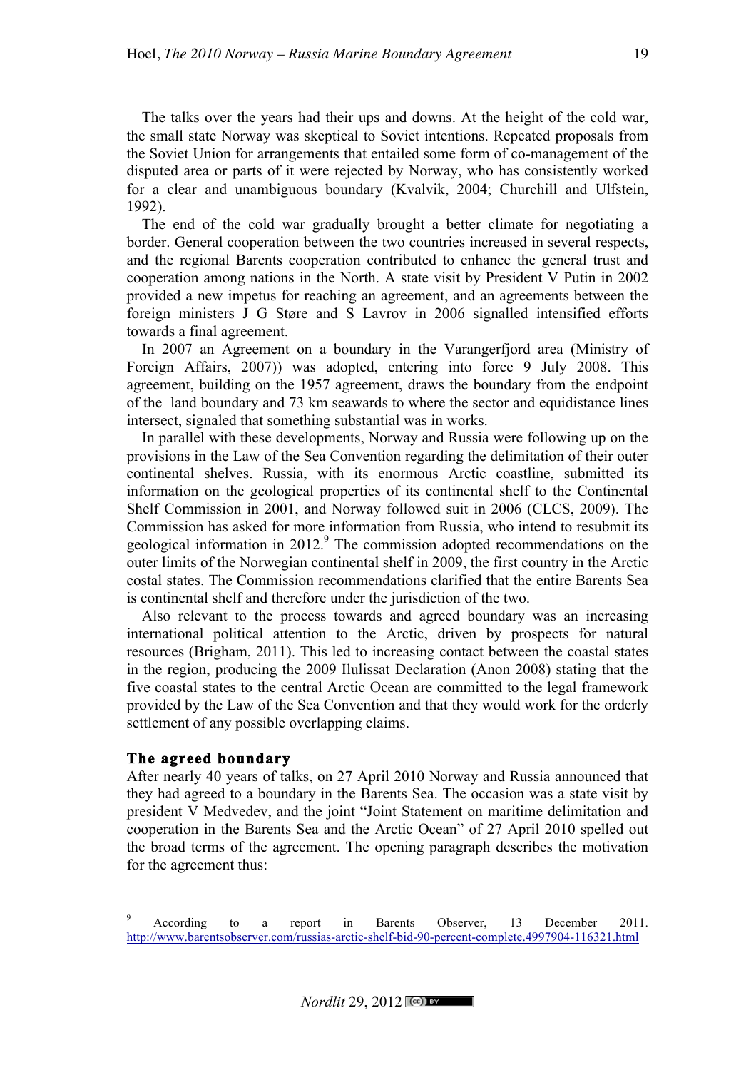The talks over the years had their ups and downs. At the height of the cold war, the small state Norway was skeptical to Soviet intentions. Repeated proposals from the Soviet Union for arrangements that entailed some form of co-management of the disputed area or parts of it were rejected by Norway, who has consistently worked for a clear and unambiguous boundary (Kvalvik, 2004; Churchill and Ulfstein, 1992).

The end of the cold war gradually brought a better climate for negotiating a border. General cooperation between the two countries increased in several respects, and the regional Barents cooperation contributed to enhance the general trust and cooperation among nations in the North. A state visit by President V Putin in 2002 provided a new impetus for reaching an agreement, and an agreements between the foreign ministers J G Støre and S Lavrov in 2006 signalled intensified efforts towards a final agreement.

In 2007 an Agreement on a boundary in the Varangerfjord area (Ministry of Foreign Affairs, 2007)) was adopted, entering into force 9 July 2008. This agreement, building on the 1957 agreement, draws the boundary from the endpoint of the land boundary and 73 km seawards to where the sector and equidistance lines intersect, signaled that something substantial was in works.

In parallel with these developments, Norway and Russia were following up on the provisions in the Law of the Sea Convention regarding the delimitation of their outer continental shelves. Russia, with its enormous Arctic coastline, submitted its information on the geological properties of its continental shelf to the Continental Shelf Commission in 2001, and Norway followed suit in 2006 (CLCS, 2009). The Commission has asked for more information from Russia, who intend to resubmit its geological information in 2012.[9] The commission adopted recommendations on the outer limits of the Norwegian continental shelf in 2009, the first country in the Arctic costal states. The Commission recommendations clarified that the entire Barents Sea is continental shelf and therefore under the jurisdiction of the two.

Also relevant to the process towards and agreed boundary was an increasing international political attention to the Arctic, driven by prospects for natural resources (Brigham, 2011). This led to increasing contact between the coastal states in the region, producing the 2009 Ilulissat Declaration (Anon 2008) stating that the five coastal states to the central Arctic Ocean are committed to the legal framework provided by the Law of the Sea Convention and that they would work for the orderly settlement of any possible overlapping claims.

## The agreed boundary

After nearly 40 years of talks, on 27 April 2010 Norway and Russia announced that they had agreed to a boundary in the Barents Sea. The occasion was a state visit by president V Medvedev, and the joint "Joint Statement on maritime delimitation and cooperation in the Barents Sea and the Arctic Ocean" of 27 April 2010 spelled out the broad terms of the agreement. The opening paragraph describes the motivation for the agreement thus:

---

[9] According to a report in Barents Observer, 13 December 2011. http://www.barentsobserver.com/russias-arctic-shelf-bid-90-percent-complete.4997904-116321.html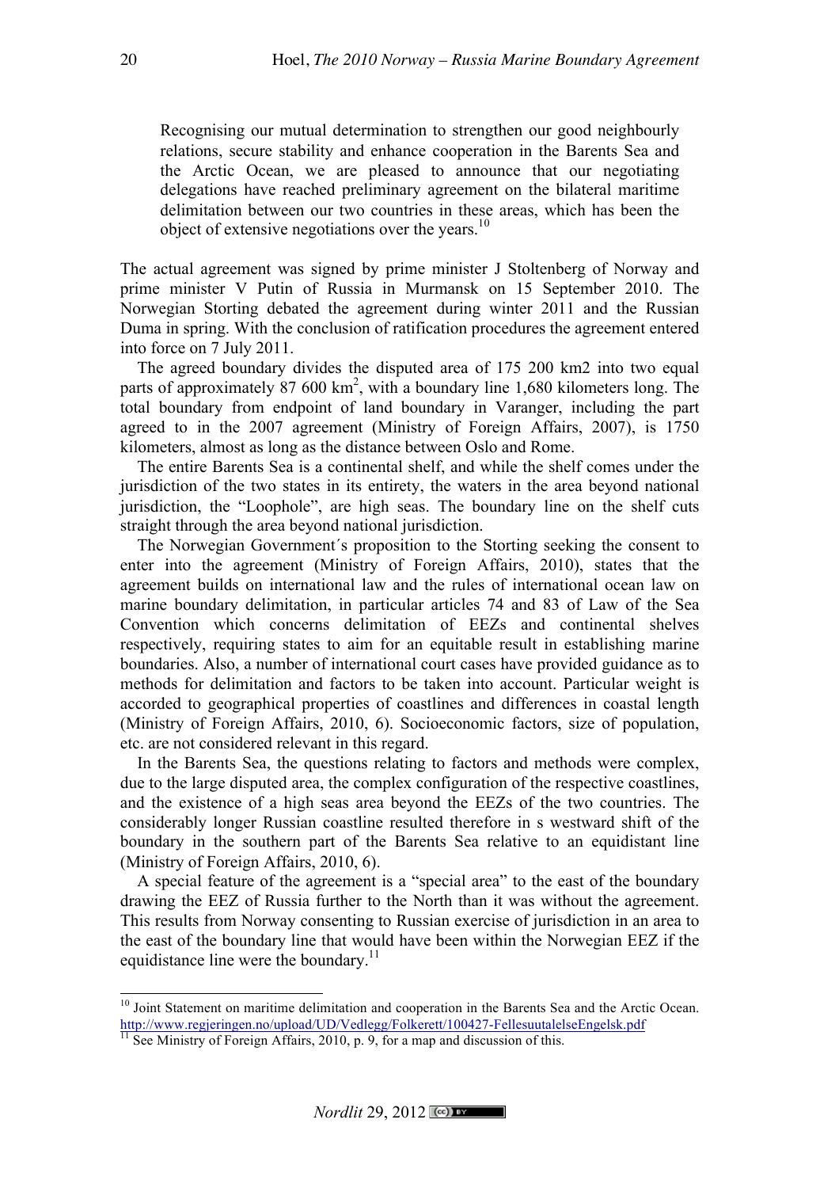> Recognising our mutual determination to strengthen our good neighbourly relations, secure stability and enhance cooperation in the Barents Sea and the Arctic Ocean, we are pleased to announce that our negotiating delegations have reached preliminary agreement on the bilateral maritime delimitation between our two countries in these areas, which has been the object of extensive negotiations over the years.[10]

The actual agreement was signed by prime minister J Stoltenberg of Norway and prime minister V Putin of Russia in Murmansk on 15 September 2010. The Norwegian Storting debated the agreement during winter 2011 and the Russian Duma in spring. With the conclusion of ratification procedures the agreement entered into force on 7 July 2011.

The agreed boundary divides the disputed area of 175 200 km2 into two equal parts of approximately 87 600 km$^2$, with a boundary line 1,680 kilometers long. The total boundary from endpoint of land boundary in Varanger, including the part agreed to in the 2007 agreement (Ministry of Foreign Affairs, 2007), is 1750 kilometers, almost as long as the distance between Oslo and Rome.

The entire Barents Sea is a continental shelf, and while the shelf comes under the jurisdiction of the two states in its entirety, the waters in the area beyond national jurisdiction, the "Loophole", are high seas. The boundary line on the shelf cuts straight through the area beyond national jurisdiction.

The Norwegian Government´s proposition to the Storting seeking the consent to enter into the agreement (Ministry of Foreign Affairs, 2010), states that the agreement builds on international law and the rules of international ocean law on marine boundary delimitation, in particular articles 74 and 83 of Law of the Sea Convention which concerns delimitation of EEZs and continental shelves respectively, requiring states to aim for an equitable result in establishing marine boundaries. Also, a number of international court cases have provided guidance as to methods for delimitation and factors to be taken into account. Particular weight is accorded to geographical properties of coastlines and differences in coastal length (Ministry of Foreign Affairs, 2010, 6). Socioeconomic factors, size of population, etc. are not considered relevant in this regard.

In the Barents Sea, the questions relating to factors and methods were complex, due to the large disputed area, the complex configuration of the respective coastlines, and the existence of a high seas area beyond the EEZs of the two countries. The considerably longer Russian coastline resulted therefore in s westward shift of the boundary in the southern part of the Barents Sea relative to an equidistant line (Ministry of Foreign Affairs, 2010, 6).

A special feature of the agreement is a "special area" to the east of the boundary drawing the EEZ of Russia further to the North than it was without the agreement. This results from Norway consenting to Russian exercise of jurisdiction in an area to the east of the boundary line that would have been within the Norwegian EEZ if the equidistance line were the boundary.[11]

---

[10] Joint Statement on maritime delimitation and cooperation in the Barents Sea and the Arctic Ocean. http://www.regjeringen.no/upload/UD/Vedlegg/Folkerett/100427-FellesuutalelseEngelsk.pdf

[11] See Ministry of Foreign Affairs, 2010, p. 9, for a map and discussion of this.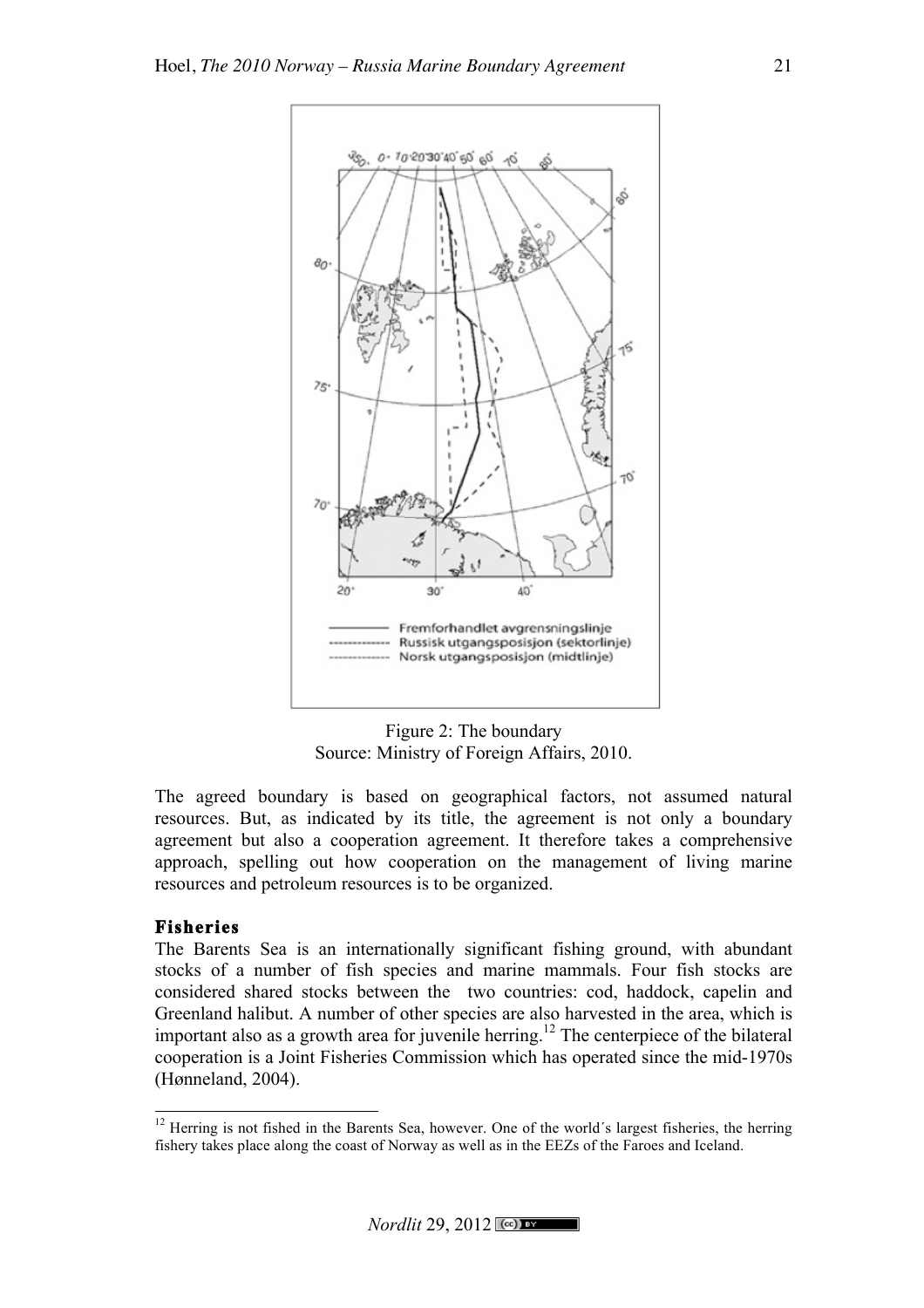Figure 2: The boundary
Source: Ministry of Foreign Affairs, 2010.

The agreed boundary is based on geographical factors, not assumed natural resources. But, as indicated by its title, the agreement is not only a boundary agreement but also a cooperation agreement. It therefore takes a comprehensive approach, spelling out how cooperation on the management of living marine resources and petroleum resources is to be organized.

## Fisheries

The Barents Sea is an internationally significant fishing ground, with abundant stocks of a number of fish species and marine mammals. Four fish stocks are considered shared stocks between the two countries: cod, haddock, capelin and Greenland halibut. A number of other species are also harvested in the area, which is important also as a growth area for juvenile herring.[12] The centerpiece of the bilateral cooperation is a Joint Fisheries Commission which has operated since the mid-1970s (Hønneland, 2004).

[12] Herring is not fished in the Barents Sea, however. One of the world´s largest fisheries, the herring fishery takes place along the coast of Norway as well as in the EEZs of the Faroes and Iceland.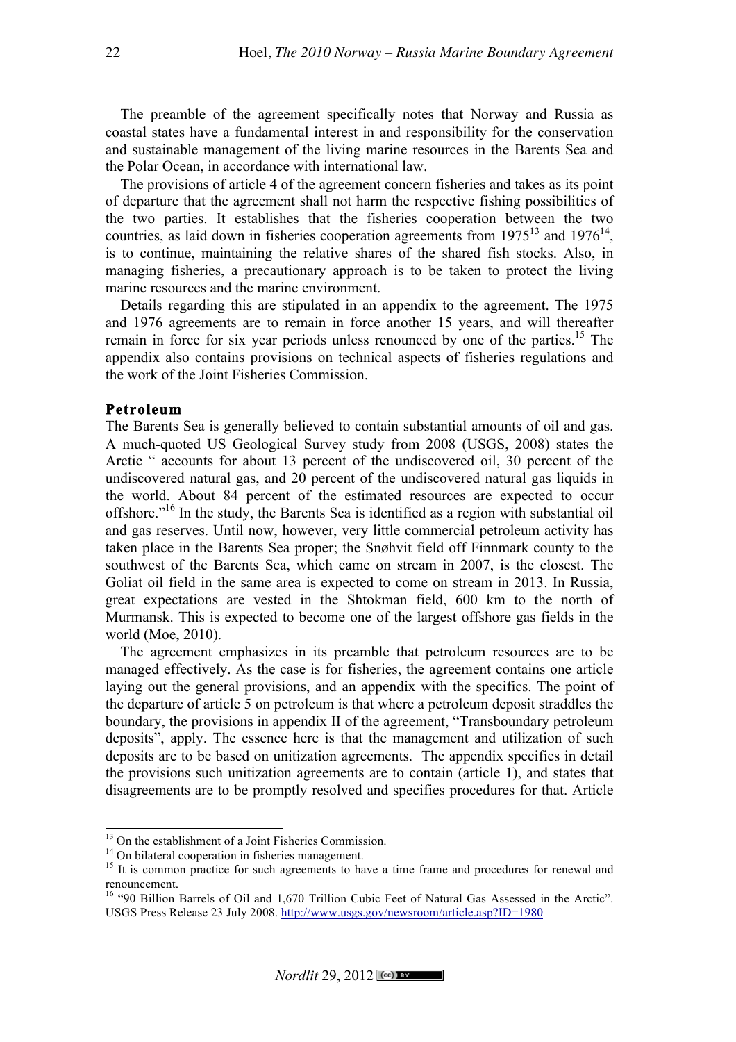The preamble of the agreement specifically notes that Norway and Russia as coastal states have a fundamental interest in and responsibility for the conservation and sustainable management of the living marine resources in the Barents Sea and the Polar Ocean, in accordance with international law.

The provisions of article 4 of the agreement concern fisheries and takes as its point of departure that the agreement shall not harm the respective fishing possibilities of the two parties. It establishes that the fisheries cooperation between the two countries, as laid down in fisheries cooperation agreements from 1975[13] and 1976[14], is to continue, maintaining the relative shares of the shared fish stocks. Also, in managing fisheries, a precautionary approach is to be taken to protect the living marine resources and the marine environment.

Details regarding this are stipulated in an appendix to the agreement. The 1975 and 1976 agreements are to remain in force another 15 years, and will thereafter remain in force for six year periods unless renounced by one of the parties.[15] The appendix also contains provisions on technical aspects of fisheries regulations and the work of the Joint Fisheries Commission.

## Petroleum

The Barents Sea is generally believed to contain substantial amounts of oil and gas. A much-quoted US Geological Survey study from 2008 (USGS, 2008) states the Arctic " accounts for about 13 percent of the undiscovered oil, 30 percent of the undiscovered natural gas, and 20 percent of the undiscovered natural gas liquids in the world. About 84 percent of the estimated resources are expected to occur offshore."[16] In the study, the Barents Sea is identified as a region with substantial oil and gas reserves. Until now, however, very little commercial petroleum activity has taken place in the Barents Sea proper; the Snøhvit field off Finnmark county to the southwest of the Barents Sea, which came on stream in 2007, is the closest. The Goliat oil field in the same area is expected to come on stream in 2013. In Russia, great expectations are vested in the Shtokman field, 600 km to the north of Murmansk. This is expected to become one of the largest offshore gas fields in the world (Moe, 2010).

The agreement emphasizes in its preamble that petroleum resources are to be managed effectively. As the case is for fisheries, the agreement contains one article laying out the general provisions, and an appendix with the specifics. The point of the departure of article 5 on petroleum is that where a petroleum deposit straddles the boundary, the provisions in appendix II of the agreement, "Transboundary petroleum deposits", apply. The essence here is that the management and utilization of such deposits are to be based on unitization agreements. The appendix specifies in detail the provisions such unitization agreements are to contain (article 1), and states that disagreements are to be promptly resolved and specifies procedures for that. Article

---

[13] On the establishment of a Joint Fisheries Commission.

[14] On bilateral cooperation in fisheries management.

[15] It is common practice for such agreements to have a time frame and procedures for renewal and renouncement.

[16] "90 Billion Barrels of Oil and 1,670 Trillion Cubic Feet of Natural Gas Assessed in the Arctic". USGS Press Release 23 July 2008. http://www.usgs.gov/newsroom/article.asp?ID=1980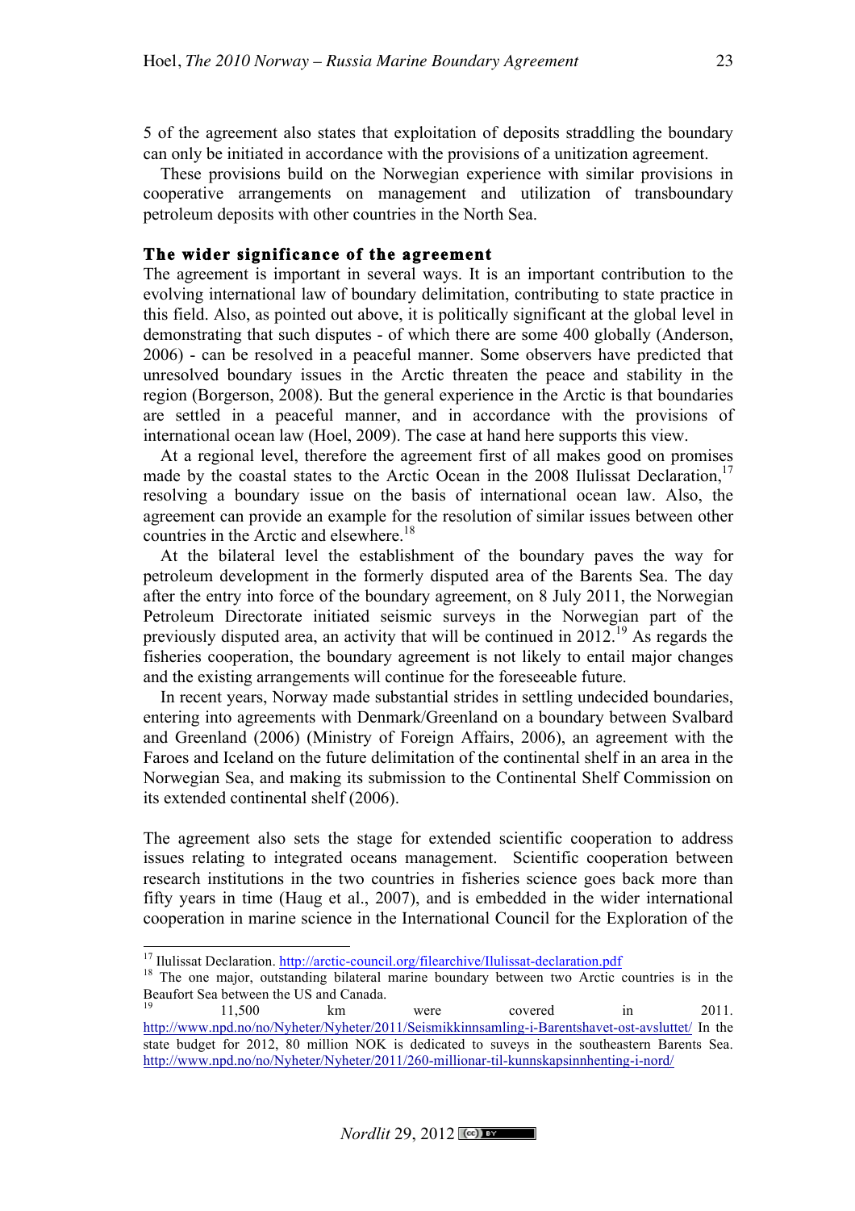5 of the agreement also states that exploitation of deposits straddling the boundary can only be initiated in accordance with the provisions of a unitization agreement.

These provisions build on the Norwegian experience with similar provisions in cooperative arrangements on management and utilization of transboundary petroleum deposits with other countries in the North Sea.

## The wider significance of the agreement

The agreement is important in several ways. It is an important contribution to the evolving international law of boundary delimitation, contributing to state practice in this field. Also, as pointed out above, it is politically significant at the global level in demonstrating that such disputes - of which there are some 400 globally (Anderson, 2006) - can be resolved in a peaceful manner. Some observers have predicted that unresolved boundary issues in the Arctic threaten the peace and stability in the region (Borgerson, 2008). But the general experience in the Arctic is that boundaries are settled in a peaceful manner, and in accordance with the provisions of international ocean law (Hoel, 2009). The case at hand here supports this view.

At a regional level, therefore the agreement first of all makes good on promises made by the coastal states to the Arctic Ocean in the 2008 Ilulissat Declaration,[17] resolving a boundary issue on the basis of international ocean law. Also, the agreement can provide an example for the resolution of similar issues between other countries in the Arctic and elsewhere.[18]

At the bilateral level the establishment of the boundary paves the way for petroleum development in the formerly disputed area of the Barents Sea. The day after the entry into force of the boundary agreement, on 8 July 2011, the Norwegian Petroleum Directorate initiated seismic surveys in the Norwegian part of the previously disputed area, an activity that will be continued in 2012.[19] As regards the fisheries cooperation, the boundary agreement is not likely to entail major changes and the existing arrangements will continue for the foreseeable future.

In recent years, Norway made substantial strides in settling undecided boundaries, entering into agreements with Denmark/Greenland on a boundary between Svalbard and Greenland (2006) (Ministry of Foreign Affairs, 2006), an agreement with the Faroes and Iceland on the future delimitation of the continental shelf in an area in the Norwegian Sea, and making its submission to the Continental Shelf Commission on its extended continental shelf (2006).

The agreement also sets the stage for extended scientific cooperation to address issues relating to integrated oceans management. Scientific cooperation between research institutions in the two countries in fisheries science goes back more than fifty years in time (Haug et al., 2007), and is embedded in the wider international cooperation in marine science in the International Council for the Exploration of the

---

[17] Ilulissat Declaration. http://arctic-council.org/filearchive/Ilulissat-declaration.pdf

[18] The one major, outstanding bilateral marine boundary between two Arctic countries is in the Beaufort Sea between the US and Canada.

[19] 11,500 km were covered in 2011. http://www.npd.no/no/Nyheter/Nyheter/2011/Seismikkinnsamling-i-Barentshavet-ost-avsluttet/ In the state budget for 2012, 80 million NOK is dedicated to suveys in the southeastern Barents Sea. http://www.npd.no/no/Nyheter/Nyheter/2011/260-millionar-til-kunnskapsinnhenting-i-nord/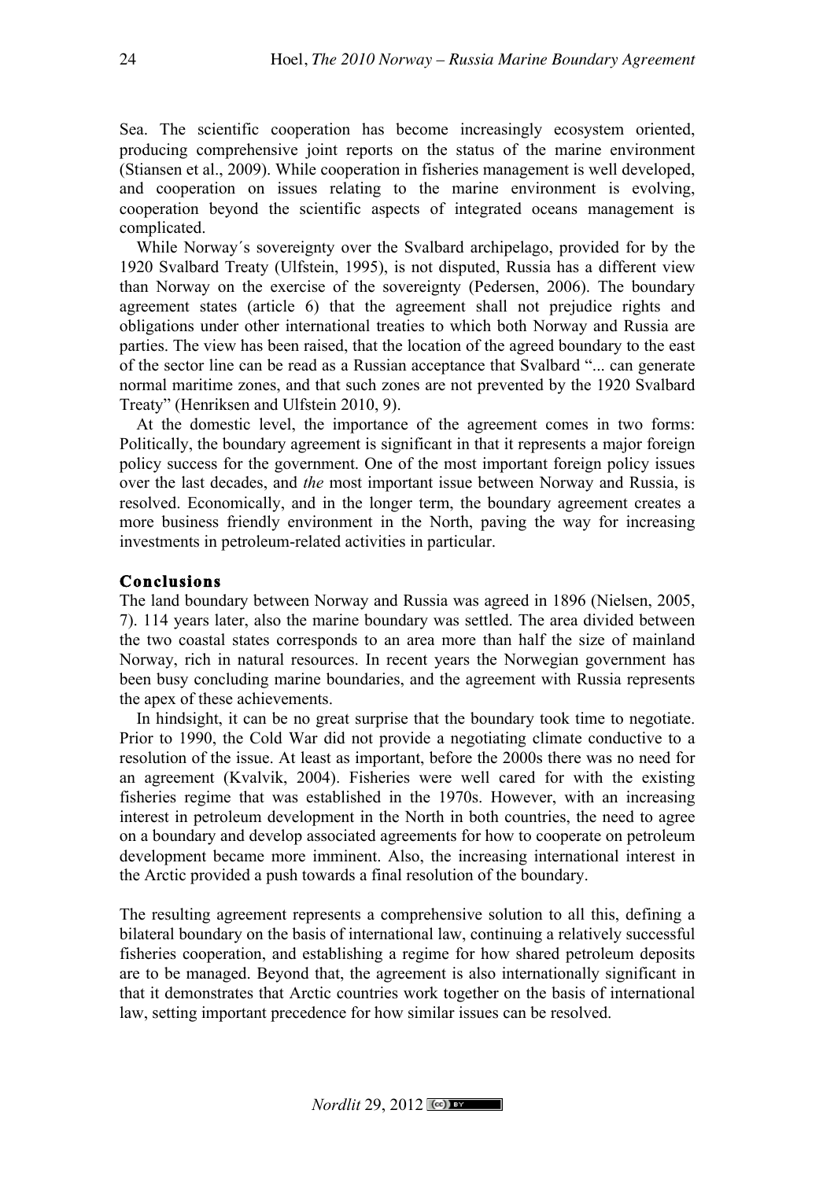Sea. The scientific cooperation has become increasingly ecosystem oriented, producing comprehensive joint reports on the status of the marine environment (Stiansen et al., 2009). While cooperation in fisheries management is well developed, and cooperation on issues relating to the marine environment is evolving, cooperation beyond the scientific aspects of integrated oceans management is complicated.

While Norway´s sovereignty over the Svalbard archipelago, provided for by the 1920 Svalbard Treaty (Ulfstein, 1995), is not disputed, Russia has a different view than Norway on the exercise of the sovereignty (Pedersen, 2006). The boundary agreement states (article 6) that the agreement shall not prejudice rights and obligations under other international treaties to which both Norway and Russia are parties. The view has been raised, that the location of the agreed boundary to the east of the sector line can be read as a Russian acceptance that Svalbard "... can generate normal maritime zones, and that such zones are not prevented by the 1920 Svalbard Treaty" (Henriksen and Ulfstein 2010, 9).

At the domestic level, the importance of the agreement comes in two forms: Politically, the boundary agreement is significant in that it represents a major foreign policy success for the government. One of the most important foreign policy issues over the last decades, and *the* most important issue between Norway and Russia, is resolved. Economically, and in the longer term, the boundary agreement creates a more business friendly environment in the North, paving the way for increasing investments in petroleum-related activities in particular.

## Conclusions

The land boundary between Norway and Russia was agreed in 1896 (Nielsen, 2005, 7). 114 years later, also the marine boundary was settled. The area divided between the two coastal states corresponds to an area more than half the size of mainland Norway, rich in natural resources. In recent years the Norwegian government has been busy concluding marine boundaries, and the agreement with Russia represents the apex of these achievements.

In hindsight, it can be no great surprise that the boundary took time to negotiate. Prior to 1990, the Cold War did not provide a negotiating climate conductive to a resolution of the issue. At least as important, before the 2000s there was no need for an agreement (Kvalvik, 2004). Fisheries were well cared for with the existing fisheries regime that was established in the 1970s. However, with an increasing interest in petroleum development in the North in both countries, the need to agree on a boundary and develop associated agreements for how to cooperate on petroleum development became more imminent. Also, the increasing international interest in the Arctic provided a push towards a final resolution of the boundary.

The resulting agreement represents a comprehensive solution to all this, defining a bilateral boundary on the basis of international law, continuing a relatively successful fisheries cooperation, and establishing a regime for how shared petroleum deposits are to be managed. Beyond that, the agreement is also internationally significant in that it demonstrates that Arctic countries work together on the basis of international law, setting important precedence for how similar issues can be resolved.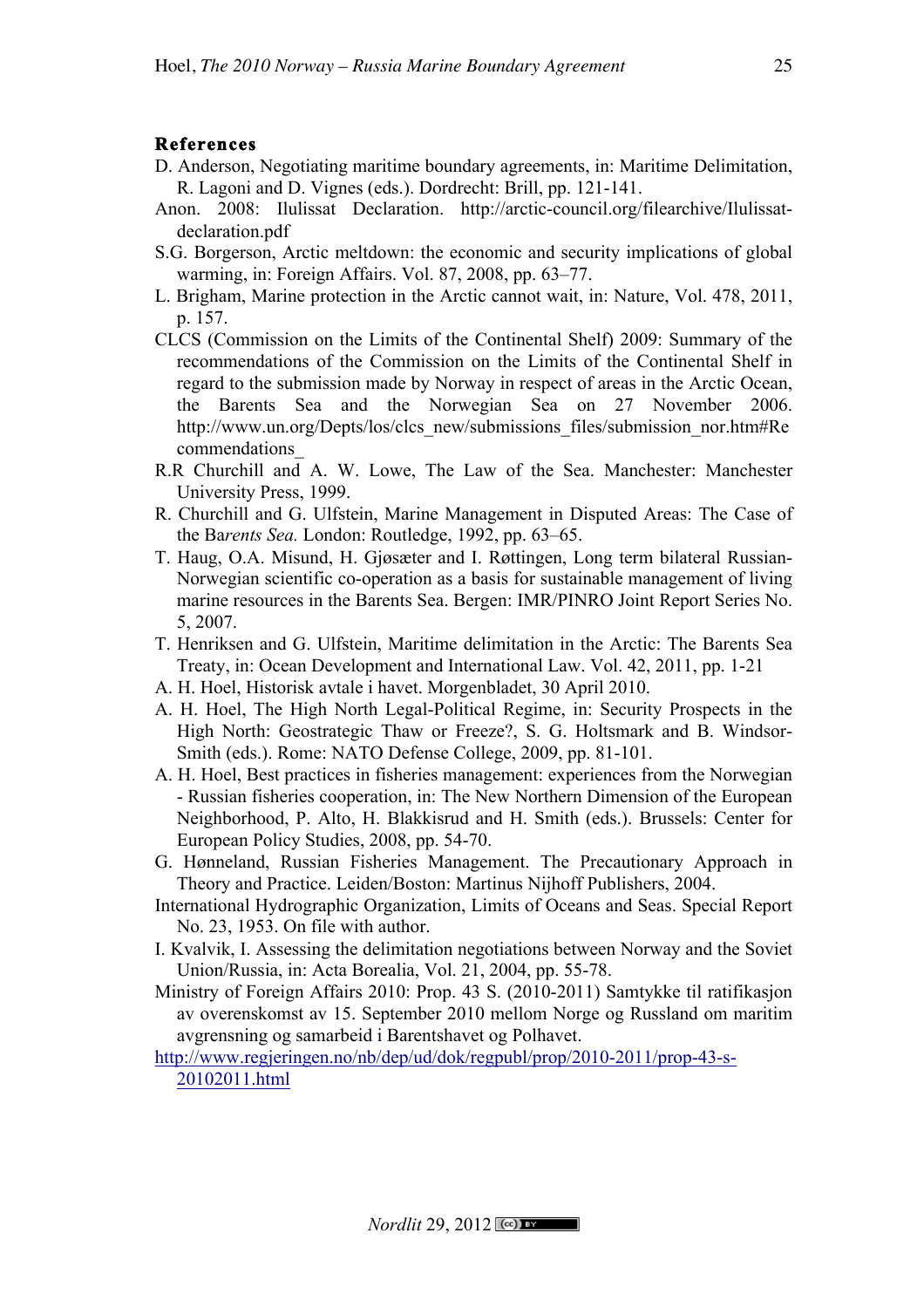## References

D. Anderson, Negotiating maritime boundary agreements, in: Maritime Delimitation, R. Lagoni and D. Vignes (eds.). Dordrecht: Brill, pp. 121-141.

Anon. 2008: Ilulissat Declaration. http://arctic-council.org/filearchive/Ilulissat-declaration.pdf

S.G. Borgerson, Arctic meltdown: the economic and security implications of global warming, in: Foreign Affairs. Vol. 87, 2008, pp. 63–77.

L. Brigham, Marine protection in the Arctic cannot wait, in: Nature, Vol. 478, 2011, p. 157.

CLCS (Commission on the Limits of the Continental Shelf) 2009: Summary of the recommendations of the Commission on the Limits of the Continental Shelf in regard to the submission made by Norway in respect of areas in the Arctic Ocean, the Barents Sea and the Norwegian Sea on 27 November 2006. http://www.un.org/Depts/los/clcs_new/submissions_files/submission_nor.htm#Recommendations_

R.R Churchill and A. W. Lowe, The Law of the Sea. Manchester: Manchester University Press, 1999.

R. Churchill and G. Ulfstein, Marine Management in Disputed Areas: The Case of the Ba*rents Sea.* London: Routledge, 1992, pp. 63–65.

T. Haug, O.A. Misund, H. Gjøsæter and I. Røttingen, Long term bilateral Russian-Norwegian scientific co-operation as a basis for sustainable management of living marine resources in the Barents Sea. Bergen: IMR/PINRO Joint Report Series No. 5, 2007.

T. Henriksen and G. Ulfstein, Maritime delimitation in the Arctic: The Barents Sea Treaty, in: Ocean Development and International Law. Vol. 42, 2011, pp. 1-21

A. H. Hoel, Historisk avtale i havet. Morgenbladet, 30 April 2010.

A. H. Hoel, The High North Legal-Political Regime, in: Security Prospects in the High North: Geostrategic Thaw or Freeze?, S. G. Holtsmark and B. Windsor-Smith (eds.). Rome: NATO Defense College, 2009, pp. 81-101.

A. H. Hoel, Best practices in fisheries management: experiences from the Norwegian - Russian fisheries cooperation, in: The New Northern Dimension of the European Neighborhood, P. Alto, H. Blakkisrud and H. Smith (eds.). Brussels: Center for European Policy Studies, 2008, pp. 54-70.

G. Hønneland, Russian Fisheries Management. The Precautionary Approach in Theory and Practice. Leiden/Boston: Martinus Nijhoff Publishers, 2004.

International Hydrographic Organization, Limits of Oceans and Seas. Special Report No. 23, 1953. On file with author.

I. Kvalvik, I. Assessing the delimitation negotiations between Norway and the Soviet Union/Russia, in: Acta Borealia, Vol. 21, 2004, pp. 55-78.

Ministry of Foreign Affairs 2010: Prop. 43 S. (2010-2011) Samtykke til ratifikasjon av overenskomst av 15. September 2010 mellom Norge og Russland om maritim avgrensning og samarbeid i Barentshavet og Polhavet.

http://www.regjeringen.no/nb/dep/ud/dok/regpubl/prop/2010-2011/prop-43-s-20102011.html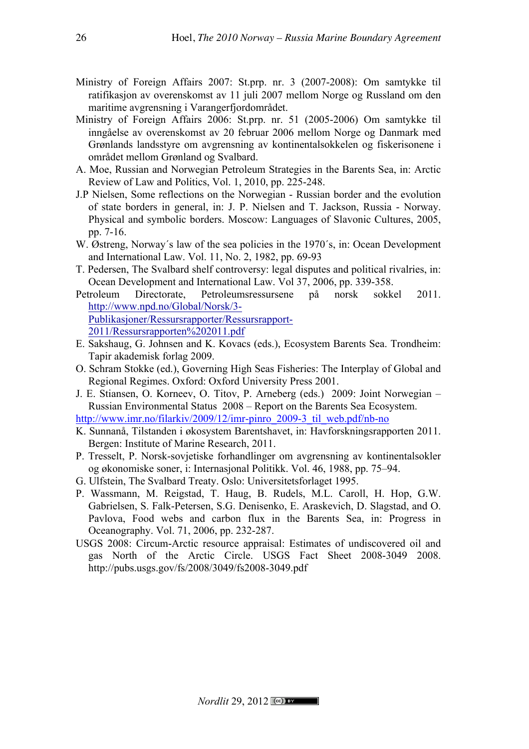Ministry of Foreign Affairs 2007: St.prp. nr. 3 (2007-2008): Om samtykke til ratifikasjon av overenskomst av 11 juli 2007 mellom Norge og Russland om den maritime avgrensning i Varangerfjordområdet.

Ministry of Foreign Affairs 2006: St.prp. nr. 51 (2005-2006) Om samtykke til inngåelse av overenskomst av 20 februar 2006 mellom Norge og Danmark med Grønlands landsstyre om avgrensning av kontinentalsokkelen og fiskerisonene i området mellom Grønland og Svalbard.

A. Moe, Russian and Norwegian Petroleum Strategies in the Barents Sea, in: Arctic Review of Law and Politics, Vol. 1, 2010, pp. 225-248.

J.P Nielsen, Some reflections on the Norwegian - Russian border and the evolution of state borders in general, in: J. P. Nielsen and T. Jackson, Russia - Norway. Physical and symbolic borders. Moscow: Languages of Slavonic Cultures, 2005, pp. 7-16.

W. Østreng, Norway´s law of the sea policies in the 1970´s, in: Ocean Development and International Law. Vol. 11, No. 2, 1982, pp. 69-93

T. Pedersen, The Svalbard shelf controversy: legal disputes and political rivalries, in: Ocean Development and International Law. Vol 37, 2006, pp. 339-358.

Petroleum Directorate, Petroleumsressursene på norsk sokkel 2011. http://www.npd.no/Global/Norsk/3-Publikasjoner/Ressursrapporter/Ressursrapport-2011/Ressursrapporten%202011.pdf

E. Sakshaug, G. Johnsen and K. Kovacs (eds.), Ecosystem Barents Sea. Trondheim: Tapir akademisk forlag 2009.

O. Schram Stokke (ed.), Governing High Seas Fisheries: The Interplay of Global and Regional Regimes. Oxford: Oxford University Press 2001.

J. E. Stiansen, O. Korneev, O. Titov, P. Arneberg (eds.) 2009: Joint Norwegian – Russian Environmental Status 2008 – Report on the Barents Sea Ecosystem. http://www.imr.no/filarkiv/2009/12/imr-pinro_2009-3_til_web.pdf/nb-no

K. Sunnanå, Tilstanden i økosystem Barentshavet, in: Havforskningsrapporten 2011. Bergen: Institute of Marine Research, 2011.

P. Tresselt, P. Norsk-sovjetiske forhandlinger om avgrensning av kontinentalsokler og økonomiske soner, i: Internasjonal Politikk. Vol. 46, 1988, pp. 75–94.

G. Ulfstein, The Svalbard Treaty. Oslo: Universitetsforlaget 1995.

P. Wassmann, M. Reigstad, T. Haug, B. Rudels, M.L. Caroll, H. Hop, G.W. Gabrielsen, S. Falk-Petersen, S.G. Denisenko, E. Araskevich, D. Slagstad, and O. Pavlova, Food webs and carbon flux in the Barents Sea, in: Progress in Oceanography. Vol. 71, 2006, pp. 232-287.

USGS 2008: Circum-Arctic resource appraisal: Estimates of undiscovered oil and gas North of the Arctic Circle. USGS Fact Sheet 2008-3049 2008. http://pubs.usgs.gov/fs/2008/3049/fs2008-3049.pdf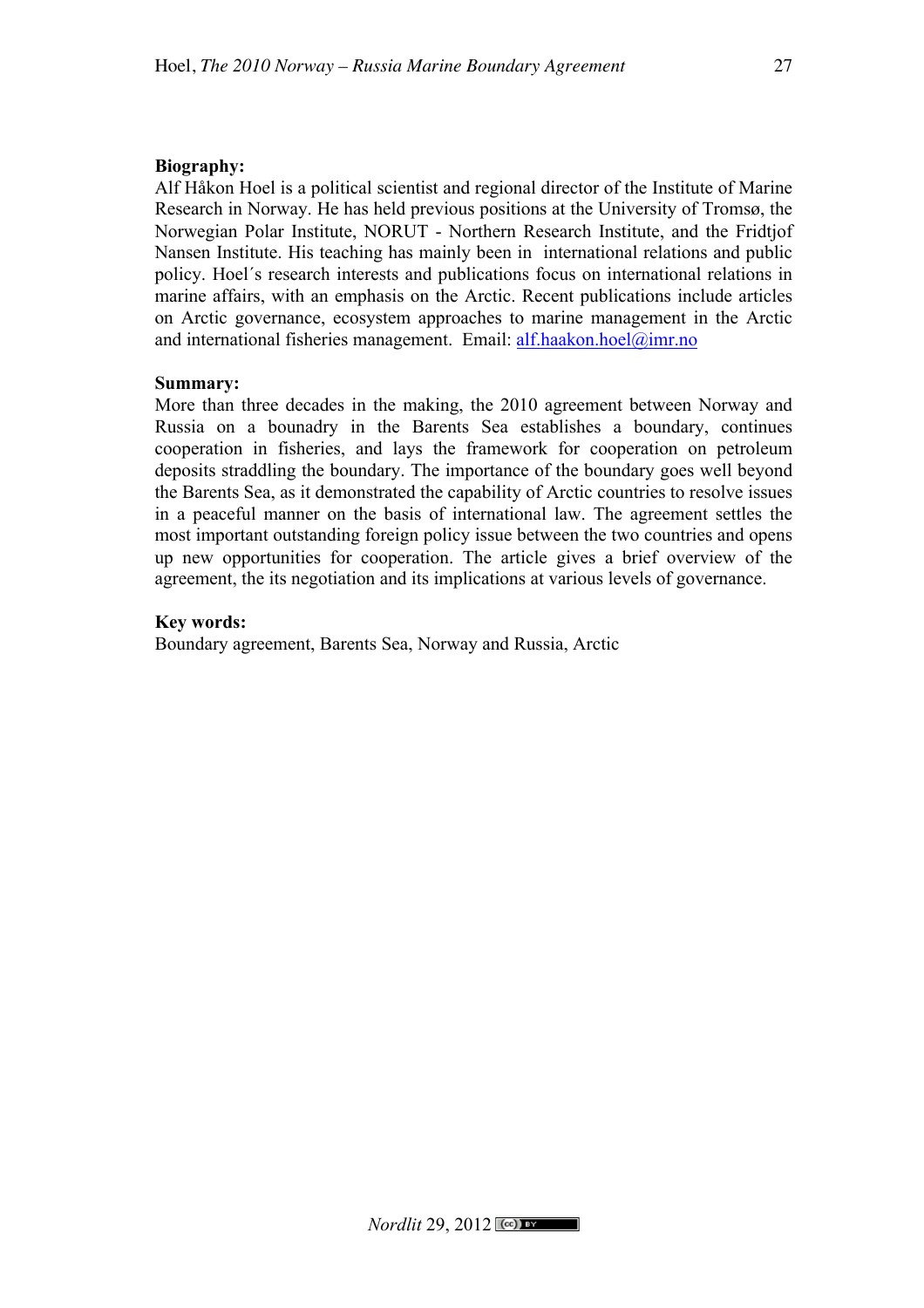**Biography:**

Alf Håkon Hoel is a political scientist and regional director of the Institute of Marine Research in Norway. He has held previous positions at the University of Tromsø, the Norwegian Polar Institute, NORUT - Northern Research Institute, and the Fridtjof Nansen Institute. His teaching has mainly been in international relations and public policy. Hoel´s research interests and publications focus on international relations in marine affairs, with an emphasis on the Arctic. Recent publications include articles on Arctic governance, ecosystem approaches to marine management in the Arctic and international fisheries management. Email: alf.haakon.hoel@imr.no

**Summary:**

More than three decades in the making, the 2010 agreement between Norway and Russia on a bounadry in the Barents Sea establishes a boundary, continues cooperation in fisheries, and lays the framework for cooperation on petroleum deposits straddling the boundary. The importance of the boundary goes well beyond the Barents Sea, as it demonstrated the capability of Arctic countries to resolve issues in a peaceful manner on the basis of international law. The agreement settles the most important outstanding foreign policy issue between the two countries and opens up new opportunities for cooperation. The article gives a brief overview of the agreement, the its negotiation and its implications at various levels of governance.

**Key words:**

Boundary agreement, Barents Sea, Norway and Russia, Arctic